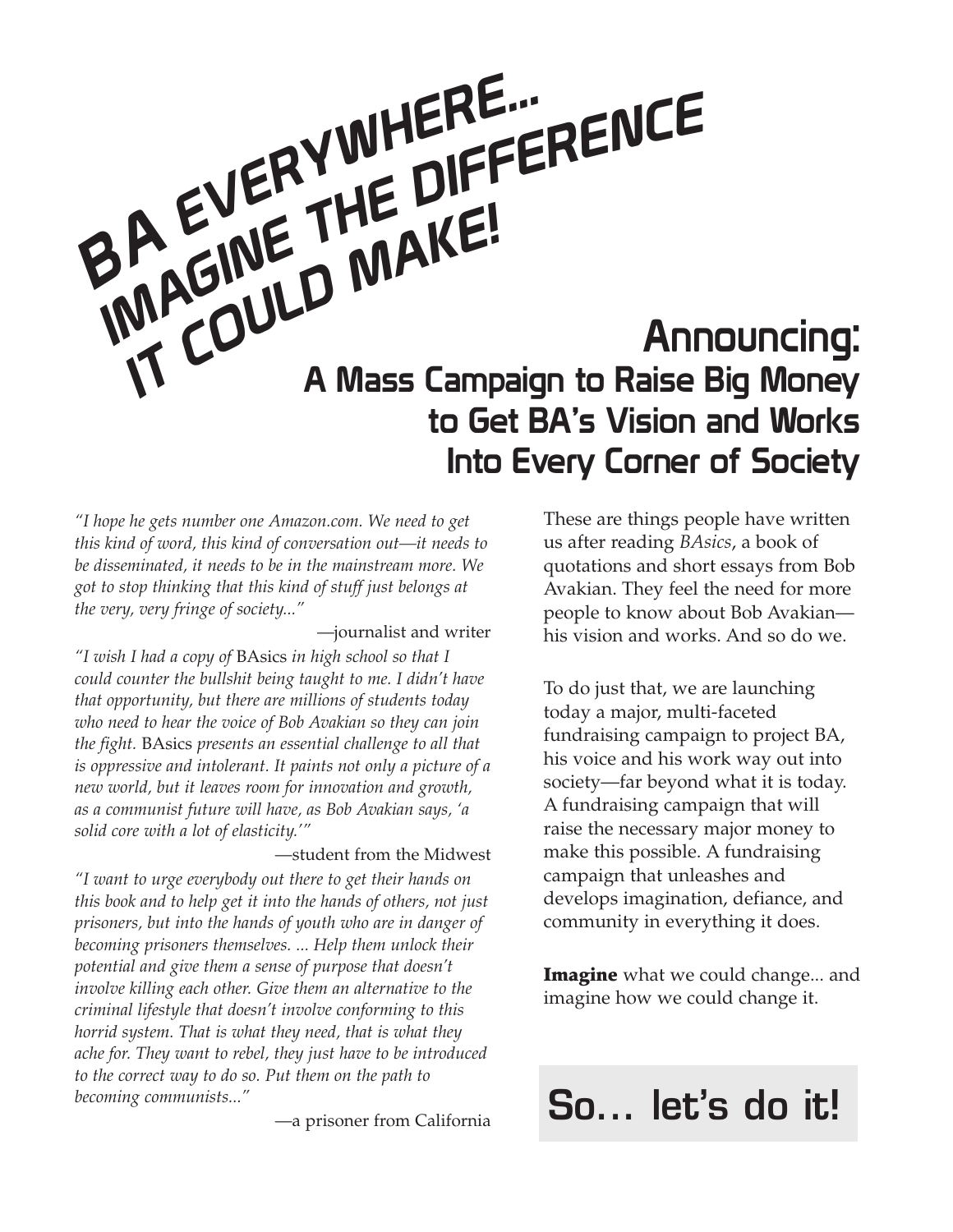# BA EVERYWHERE... IMAGINE THE DIFFERENCE IT COULD MAKE!

## Announcing: A Mass Campaign to Raise Big Money to Get BA's Vision and Works Into Every Corner of Society

*"I hope he gets number one Amazon.com. We need to get this kind of word, this kind of conversation out—it needs to be disseminated, it needs to be in the mainstream more. We got to stop thinking that this kind of stuff just belongs at the very, very fringe of society..."*

—journalist and writer

*"I wish I had a copy of* BAsics *in high school so that I could counter the bullshit being taught to me. I didn't have that opportunity, but there are millions of students today who need to hear the voice of Bob Avakian so they can join the fight.* BAsics *presents an essential challenge to all that is oppressive and intolerant. It paints not only a picture of a new world, but it leaves room for innovation and growth, as a communist future will have, as Bob Avakian says, 'a solid core with a lot of elasticity.'"*

—student from the Midwest

*"I want to urge everybody out there to get their hands on this book and to help get it into the hands of others, not just prisoners, but into the hands of youth who are in danger of becoming prisoners themselves. ... Help them unlock their potential and give them a sense of purpose that doesn't involve killing each other. Give them an alternative to the criminal lifestyle that doesn't involve conforming to this horrid system. That is what they need, that is what they ache for. They want to rebel, they just have to be introduced to the correct way to do so. Put them on the path to becoming communists..."*

—a prisoner from California

These are things people have written us after reading *BAsics*, a book of quotations and short essays from Bob Avakian. They feel the need for more people to know about Bob Avakian—his vision and works. And so do we.

To do just that, we are launching today a major, multi-faceted fundraising campaign to project BA, his voice and his work way out into society—far beyond what it is today. A fundraising campaign that will raise the necessary major money to make this possible. A fundraising campaign that unleashes and develops imagination, defiance, and community in everything it does.

**Imagine** what we could change... and imagine how we could change it.

## So... let's do it!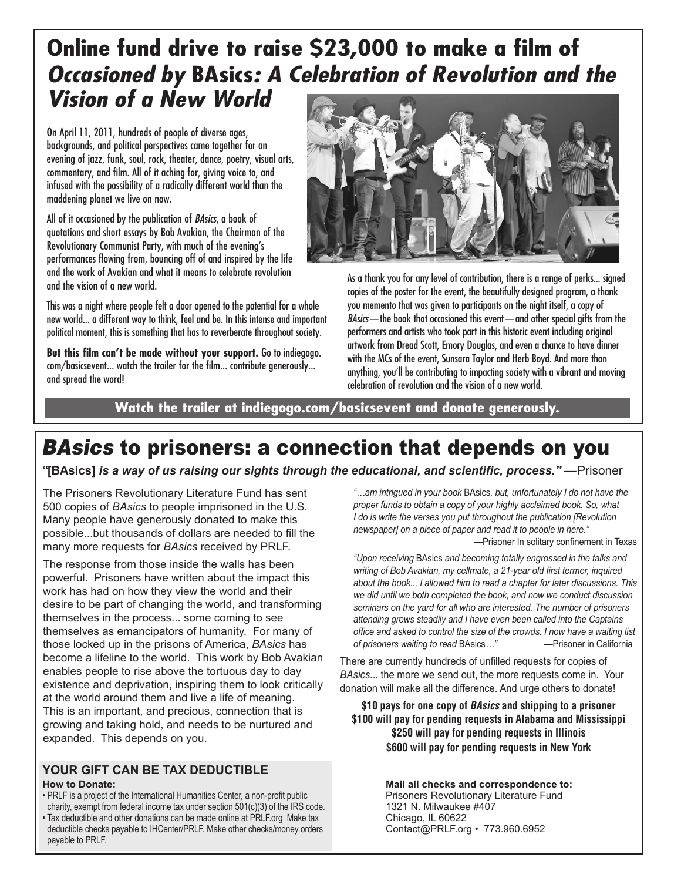# Online fund drive to raise $23,000 to make a film of *Occasioned by* BAsics*: A Celebration of Revolution and the Vision of a New World*

On April 11, 2011, hundreds of people of diverse ages, backgrounds, and political perspectives came together for an evening of jazz, funk, soul, rock, theater, dance, poetry, visual arts, commentary, and film. All of it aching for, giving voice to, and infused with the possibility of a radically different world than the maddening planet we live on now.

All of it occasioned by the publication of *BAsics*, a book of quotations and short essays by Bob Avakian, the Chairman of the Revolutionary Communist Party, with much of the evening's performances flowing from, bouncing off of and inspired by the life and the work of Avakian and what it means to celebrate revolution and the vision of a new world.

This was a night where people felt a door opened to the potential for a whole new world... a different way to think, feel and be. In this intense and important political moment, this is something that has to reverberate throughout society.

**But this film can't be made without your support.** Go to indiegogo.com/basicsevent... watch the trailer for the film... contribute generously... and spread the word!

As a thank you for any level of contribution, there is a range of perks... signed copies of the poster for the event, the beautifully designed program, a thank you memento that was given to participants on the night itself, a copy of *BAsics*—the book that occasioned this event—and other special gifts from the performers and artists who took part in this historic event including original artwork from Dread Scott, Emory Douglas, and even a chance to have dinner with the MCs of the event, Sunsara Taylor and Herb Boyd. And more than anything, you'll be contributing to impacting society with a vibrant and moving celebration of revolution and the vision of a new world.

**Watch the trailer at indiegogo.com/basicsevent and donate generously.**

# *BAsics* to prisoners: a connection that depends on you

***"*[BAsics] *is a way of us raising our sights through the educational, and scientific, process."*** —Prisoner

The Prisoners Revolutionary Literature Fund has sent 500 copies of *BAsics* to people imprisoned in the U.S. Many people have generously donated to make this possible...but thousands of dollars are needed to fill the many more requests for *BAsics* received by PRLF.

The response from those inside the walls has been powerful. Prisoners have written about the impact this work has had on how they view the world and their desire to be part of changing the world, and transforming themselves in the process... some coming to see themselves as emancipators of humanity. For many of those locked up in the prisons of America, *BAsics* has become a lifeline to the world. This work by Bob Avakian enables people to rise above the tortuous day to day existence and deprivation, inspiring them to look critically at the world around them and live a life of meaning. This is an important, and precious, connection that is growing and taking hold, and needs to be nurtured and expanded. This depends on you.

*"…am intrigued in your book* BAsics*, but, unfortunately I do not have the proper funds to obtain a copy of your highly acclaimed book. So, what I do is write the verses you put throughout the publication [Revolution newspaper] on a piece of paper and read it to people in here."*
—Prisoner In solitary confinement in Texas

*"Upon receiving* BAsics *and becoming totally engrossed in the talks and writing of Bob Avakian, my cellmate, a 21-year old first termer, inquired about the book... I allowed him to read a chapter for later discussions. This we did until we both completed the book, and now we conduct discussion seminars on the yard for all who are interested. The number of prisoners attending grows steadily and I have even been called into the Captains office and asked to control the size of the crowds. I now have a waiting list of prisoners waiting to read* BAsics*…"* —Prisoner in California

There are currently hundreds of unfilled requests for copies of *BAsics*... the more we send out, the more requests come in. Your donation will make all the difference. And urge others to donate!

**$10 pays for one copy of *BAsics* and shipping to a prisoner**
**$100 will pay for pending requests in Alabama and Mississippi**
**$250 will pay for pending requests in Illinois**
**$600 will pay for pending requests in New York**

### YOUR GIFT CAN BE TAX DEDUCTIBLE

**How to Donate:**

- PRLF is a project of the International Humanities Center, a non-profit public charity, exempt from federal income tax under section 501(c)(3) of the IRS code.
- Tax deductible and other donations can be made online at PRLF.org Make tax deductible checks payable to IHCenter/PRLF. Make other checks/money orders payable to PRLF.

**Mail all checks and correspondence to:**
Prisoners Revolutionary Literature Fund
1321 N. Milwaukee #407
Chicago, IL 60622
Contact@PRLF.org • 773.960.6952